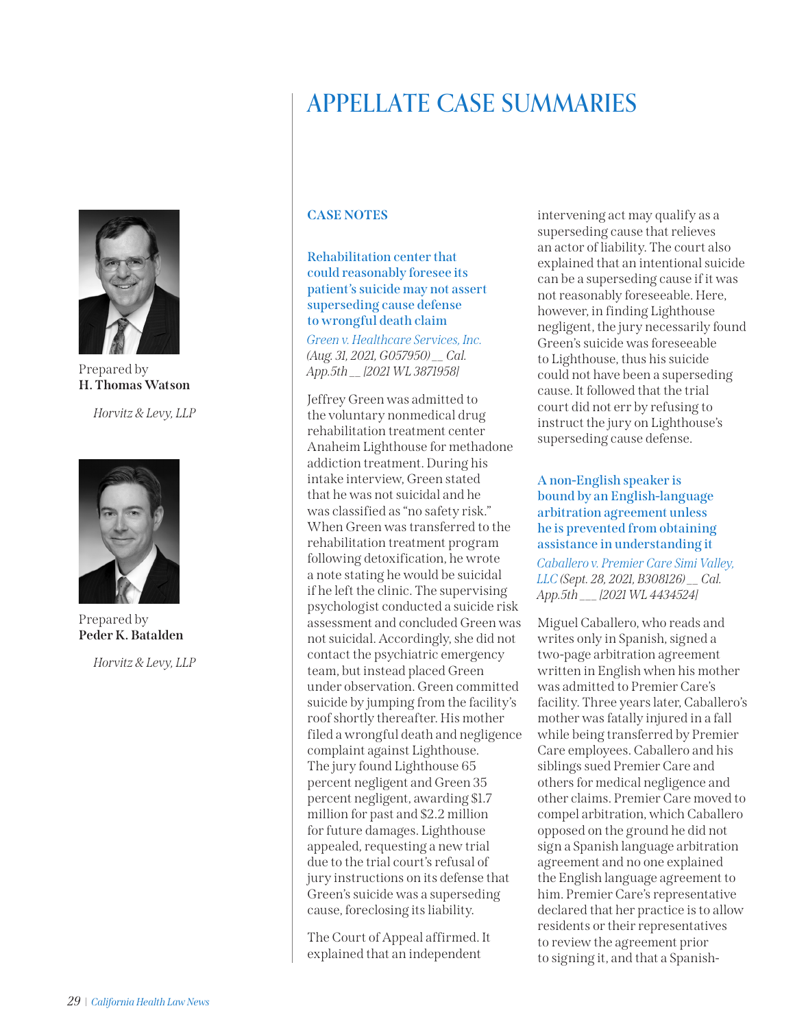# APPELLATE CASE SUMMARIES

Prepared by
**H. Thomas Watson**

*Horvitz & Levy, LLP*

Prepared by
**Peder K. Batalden**

*Horvitz & Levy, LLP*

## CASE NOTES

### Rehabilitation center that could reasonably foresee its patient's suicide may not assert superseding cause defense to wrongful death claim

*Green v. Healthcare Services, Inc. (Aug. 31, 2021, G057950) __ Cal. App.5th __ [2021 WL 3871958]*

Jeffrey Green was admitted to the voluntary nonmedical drug rehabilitation treatment center Anaheim Lighthouse for methadone addiction treatment. During his intake interview, Green stated that he was not suicidal and he was classified as "no safety risk." When Green was transferred to the rehabilitation treatment program following detoxification, he wrote a note stating he would be suicidal if he left the clinic. The supervising psychologist conducted a suicide risk assessment and concluded Green was not suicidal. Accordingly, she did not contact the psychiatric emergency team, but instead placed Green under observation. Green committed suicide by jumping from the facility's roof shortly thereafter. His mother filed a wrongful death and negligence complaint against Lighthouse. The jury found Lighthouse 65 percent negligent and Green 35 percent negligent, awarding $1.7 million for past and $2.2 million for future damages. Lighthouse appealed, requesting a new trial due to the trial court's refusal of jury instructions on its defense that Green's suicide was a superseding cause, foreclosing its liability.

The Court of Appeal affirmed. It explained that an independent intervening act may qualify as a superseding cause that relieves an actor of liability. The court also explained that an intentional suicide can be a superseding cause if it was not reasonably foreseeable. Here, however, in finding Lighthouse negligent, the jury necessarily found Green's suicide was foreseeable to Lighthouse, thus his suicide could not have been a superseding cause. It followed that the trial court did not err by refusing to instruct the jury on Lighthouse's superseding cause defense.

### A non-English speaker is bound by an English-language arbitration agreement unless he is prevented from obtaining assistance in understanding it

*Caballero v. Premier Care Simi Valley, LLC (Sept. 28, 2021, B308126) __ Cal. App.5th ___ [2021 WL 4434524]*

Miguel Caballero, who reads and writes only in Spanish, signed a two-page arbitration agreement written in English when his mother was admitted to Premier Care's facility. Three years later, Caballero's mother was fatally injured in a fall while being transferred by Premier Care employees. Caballero and his siblings sued Premier Care and others for medical negligence and other claims. Premier Care moved to compel arbitration, which Caballero opposed on the ground he did not sign a Spanish language arbitration agreement and no one explained the English language agreement to him. Premier Care's representative declared that her practice is to allow residents or their representatives to review the agreement prior to signing it, and that a Spanish-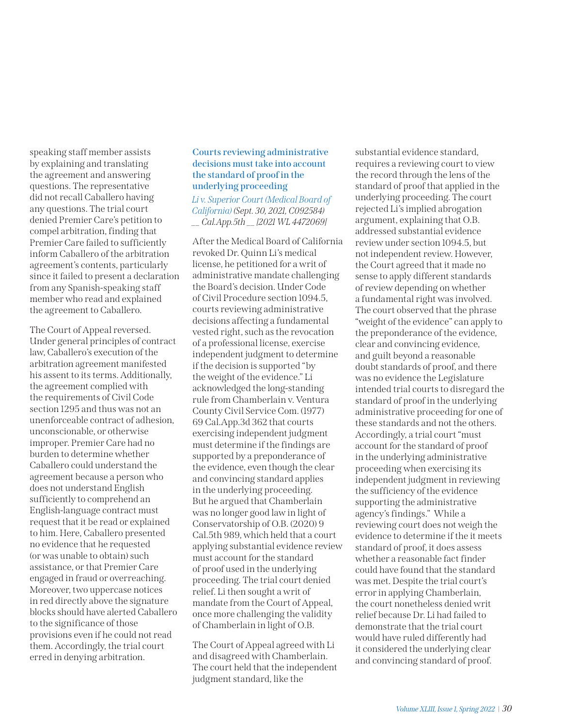speaking staff member assists by explaining and translating the agreement and answering questions. The representative did not recall Caballero having any questions. The trial court denied Premier Care's petition to compel arbitration, finding that Premier Care failed to sufficiently inform Caballero of the arbitration agreement's contents, particularly since it failed to present a declaration from any Spanish-speaking staff member who read and explained the agreement to Caballero.

The Court of Appeal reversed. Under general principles of contract law, Caballero's execution of the arbitration agreement manifested his assent to its terms. Additionally, the agreement complied with the requirements of Civil Code section 1295 and thus was not an unenforceable contract of adhesion, unconscionable, or otherwise improper. Premier Care had no burden to determine whether Caballero could understand the agreement because a person who does not understand English sufficiently to comprehend an English-language contract must request that it be read or explained to him. Here, Caballero presented no evidence that he requested (or was unable to obtain) such assistance, or that Premier Care engaged in fraud or overreaching. Moreover, two uppercase notices in red directly above the signature blocks should have alerted Caballero to the significance of those provisions even if he could not read them. Accordingly, the trial court erred in denying arbitration.

### Courts reviewing administrative decisions must take into account the standard of proof in the underlying proceeding

*Li v. Superior Court (Medical Board of California) (Sept. 30, 2021, C092584) __ Cal.App.5th __ [2021 WL 4472069]*

After the Medical Board of California revoked Dr. Quinn Li's medical license, he petitioned for a writ of administrative mandate challenging the Board's decision. Under Code of Civil Procedure section 1094.5, courts reviewing administrative decisions affecting a fundamental vested right, such as the revocation of a professional license, exercise independent judgment to determine if the decision is supported "by the weight of the evidence." Li acknowledged the long-standing rule from Chamberlain v. Ventura County Civil Service Com. (1977) 69 Cal.App.3d 362 that courts exercising independent judgment must determine if the findings are supported by a preponderance of the evidence, even though the clear and convincing standard applies in the underlying proceeding. But he argued that Chamberlain was no longer good law in light of Conservatorship of O.B. (2020) 9 Cal.5th 989, which held that a court applying substantial evidence review must account for the standard of proof used in the underlying proceeding. The trial court denied relief. Li then sought a writ of mandate from the Court of Appeal, once more challenging the validity of Chamberlain in light of O.B.

The Court of Appeal agreed with Li and disagreed with Chamberlain. The court held that the independent judgment standard, like the substantial evidence standard, requires a reviewing court to view the record through the lens of the standard of proof that applied in the underlying proceeding. The court rejected Li's implied abrogation argument, explaining that O.B. addressed substantial evidence review under section 1094.5, but not independent review. However, the Court agreed that it made no sense to apply different standards of review depending on whether a fundamental right was involved. The court observed that the phrase "weight of the evidence" can apply to the preponderance of the evidence, clear and convincing evidence, and guilt beyond a reasonable doubt standards of proof, and there was no evidence the Legislature intended trial courts to disregard the standard of proof in the underlying administrative proceeding for one of these standards and not the others. Accordingly, a trial court "must account for the standard of proof in the underlying administrative proceeding when exercising its independent judgment in reviewing the sufficiency of the evidence supporting the administrative agency's findings." While a reviewing court does not weigh the evidence to determine if the it meets standard of proof, it does assess whether a reasonable fact finder could have found that the standard was met. Despite the trial court's error in applying Chamberlain, the court nonetheless denied writ relief because Dr. Li had failed to demonstrate that the trial court would have ruled differently had it considered the underlying clear and convincing standard of proof.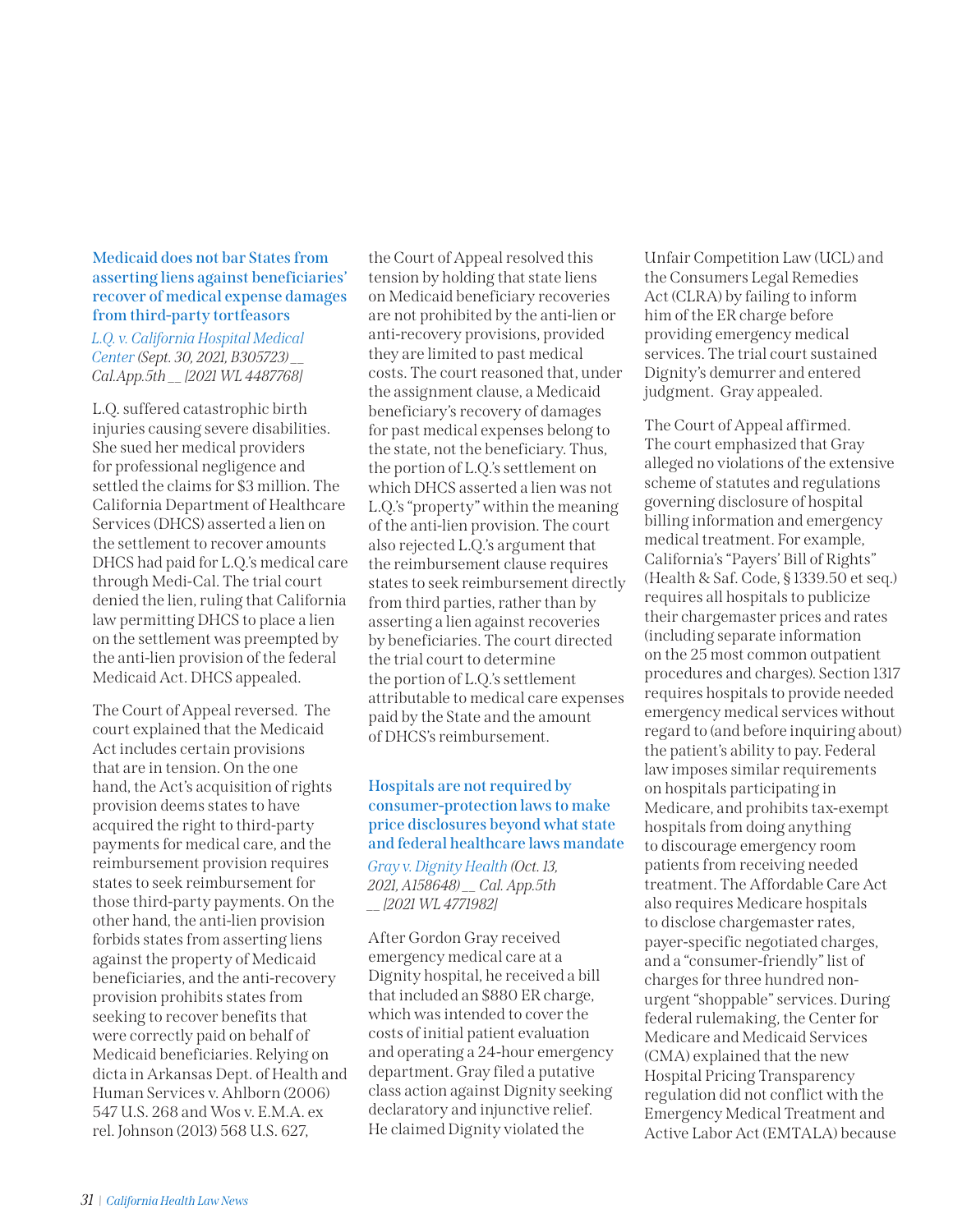### Medicaid does not bar States from asserting liens against beneficiaries' recover of medical expense damages from third-party tortfeasors

*L.Q. v. California Hospital Medical Center (Sept. 30, 2021, B305723) __ Cal.App.5th __ [2021 WL 4487768]*

L.Q. suffered catastrophic birth injuries causing severe disabilities. She sued her medical providers for professional negligence and settled the claims for $3 million. The California Department of Healthcare Services (DHCS) asserted a lien on the settlement to recover amounts DHCS had paid for L.Q.'s medical care through Medi-Cal. The trial court denied the lien, ruling that California law permitting DHCS to place a lien on the settlement was preempted by the anti-lien provision of the federal Medicaid Act. DHCS appealed.

The Court of Appeal reversed. The court explained that the Medicaid Act includes certain provisions that are in tension. On the one hand, the Act's acquisition of rights provision deems states to have acquired the right to third-party payments for medical care, and the reimbursement provision requires states to seek reimbursement for those third-party payments. On the other hand, the anti-lien provision forbids states from asserting liens against the property of Medicaid beneficiaries, and the anti-recovery provision prohibits states from seeking to recover benefits that were correctly paid on behalf of Medicaid beneficiaries. Relying on dicta in Arkansas Dept. of Health and Human Services v. Ahlborn (2006) 547 U.S. 268 and Wos v. E.M.A. ex rel. Johnson (2013) 568 U.S. 627, the Court of Appeal resolved this tension by holding that state liens on Medicaid beneficiary recoveries are not prohibited by the anti-lien or anti-recovery provisions, provided they are limited to past medical costs. The court reasoned that, under the assignment clause, a Medicaid beneficiary's recovery of damages for past medical expenses belong to the state, not the beneficiary. Thus, the portion of L.Q.'s settlement on which DHCS asserted a lien was not L.Q.'s "property" within the meaning of the anti-lien provision. The court also rejected L.Q.'s argument that the reimbursement clause requires states to seek reimbursement directly from third parties, rather than by asserting a lien against recoveries by beneficiaries. The court directed the trial court to determine the portion of L.Q.'s settlement attributable to medical care expenses paid by the State and the amount of DHCS's reimbursement.

### Hospitals are not required by consumer-protection laws to make price disclosures beyond what state and federal healthcare laws mandate

*Gray v. Dignity Health (Oct. 13, 2021, A158648) __ Cal. App.5th __ [2021 WL 4771982]*

After Gordon Gray received emergency medical care at a Dignity hospital, he received a bill that included an $880 ER charge, which was intended to cover the costs of initial patient evaluation and operating a 24-hour emergency department. Gray filed a putative class action against Dignity seeking declaratory and injunctive relief. He claimed Dignity violated the Unfair Competition Law (UCL) and the Consumers Legal Remedies Act (CLRA) by failing to inform him of the ER charge before providing emergency medical services. The trial court sustained Dignity's demurrer and entered judgment. Gray appealed.

The Court of Appeal affirmed. The court emphasized that Gray alleged no violations of the extensive scheme of statutes and regulations governing disclosure of hospital billing information and emergency medical treatment. For example, California's "Payers' Bill of Rights" (Health & Saf. Code, § 1339.50 et seq.) requires all hospitals to publicize their chargemaster prices and rates (including separate information on the 25 most common outpatient procedures and charges). Section 1317 requires hospitals to provide needed emergency medical services without regard to (and before inquiring about) the patient's ability to pay. Federal law imposes similar requirements on hospitals participating in Medicare, and prohibits tax-exempt hospitals from doing anything to discourage emergency room patients from receiving needed treatment. The Affordable Care Act also requires Medicare hospitals to disclose chargemaster rates, payer-specific negotiated charges, and a "consumer-friendly" list of charges for three hundred non-urgent "shoppable" services. During federal rulemaking, the Center for Medicare and Medicaid Services (CMA) explained that the new Hospital Pricing Transparency regulation did not conflict with the Emergency Medical Treatment and Active Labor Act (EMTALA) because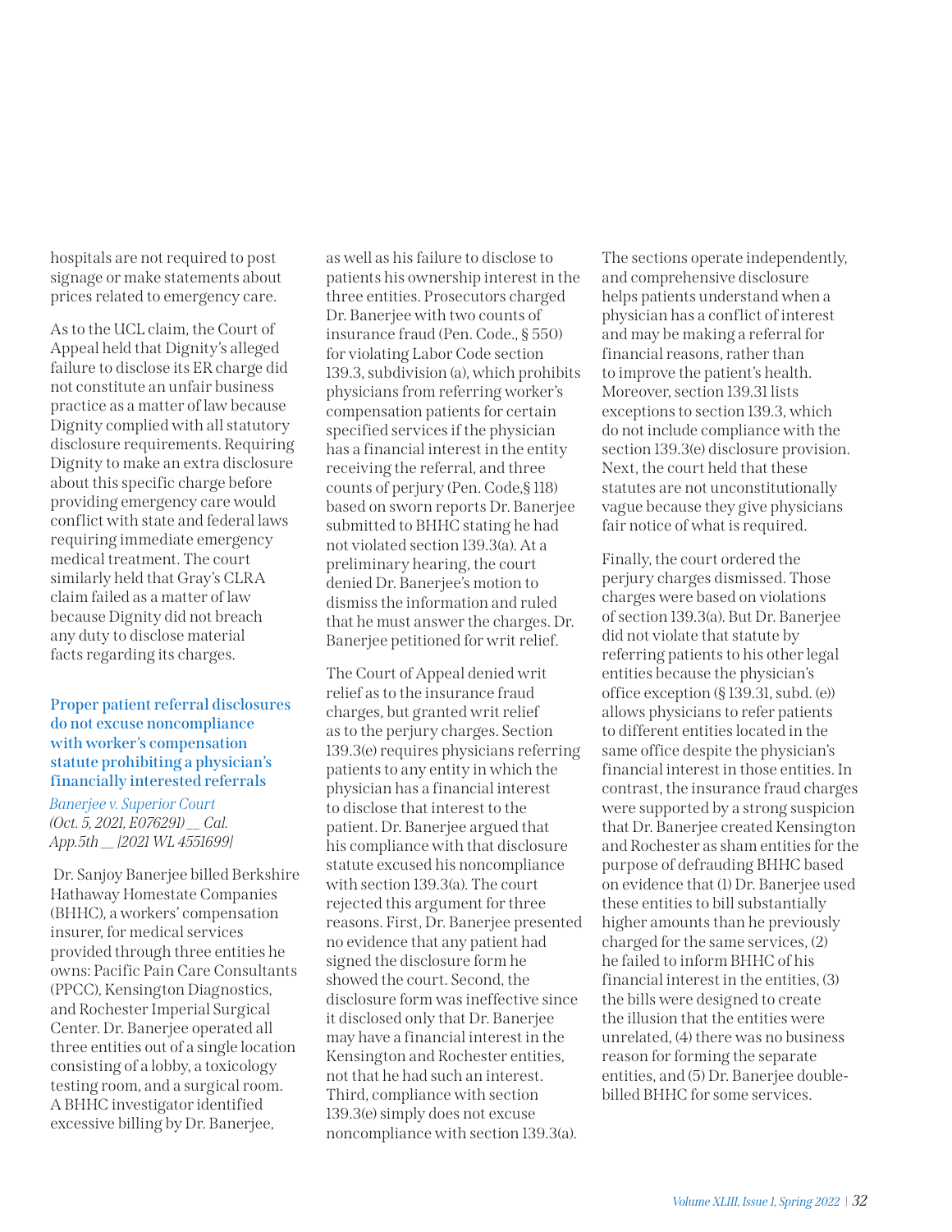hospitals are not required to post signage or make statements about prices related to emergency care.

As to the UCL claim, the Court of Appeal held that Dignity's alleged failure to disclose its ER charge did not constitute an unfair business practice as a matter of law because Dignity complied with all statutory disclosure requirements. Requiring Dignity to make an extra disclosure about this specific charge before providing emergency care would conflict with state and federal laws requiring immediate emergency medical treatment. The court similarly held that Gray's CLRA claim failed as a matter of law because Dignity did not breach any duty to disclose material facts regarding its charges.

### Proper patient referral disclosures do not excuse noncompliance with worker's compensation statute prohibiting a physician's financially interested referrals

*Banerjee v. Superior Court (Oct. 5, 2021, E076291) __ Cal. App.5th __ [2021 WL 4551699]*

Dr. Sanjoy Banerjee billed Berkshire Hathaway Homestate Companies (BHHC), a workers' compensation insurer, for medical services provided through three entities he owns: Pacific Pain Care Consultants (PPCC), Kensington Diagnostics, and Rochester Imperial Surgical Center. Dr. Banerjee operated all three entities out of a single location consisting of a lobby, a toxicology testing room, and a surgical room. A BHHC investigator identified excessive billing by Dr. Banerjee, as well as his failure to disclose to patients his ownership interest in the three entities. Prosecutors charged Dr. Banerjee with two counts of insurance fraud (Pen. Code., § 550) for violating Labor Code section 139.3, subdivision (a), which prohibits physicians from referring worker's compensation patients for certain specified services if the physician has a financial interest in the entity receiving the referral, and three counts of perjury (Pen. Code,§ 118) based on sworn reports Dr. Banerjee submitted to BHHC stating he had not violated section 139.3(a). At a preliminary hearing, the court denied Dr. Banerjee's motion to dismiss the information and ruled that he must answer the charges. Dr. Banerjee petitioned for writ relief.

The Court of Appeal denied writ relief as to the insurance fraud charges, but granted writ relief as to the perjury charges. Section 139.3(e) requires physicians referring patients to any entity in which the physician has a financial interest to disclose that interest to the patient. Dr. Banerjee argued that his compliance with that disclosure statute excused his noncompliance with section 139.3(a). The court rejected this argument for three reasons. First, Dr. Banerjee presented no evidence that any patient had signed the disclosure form he showed the court. Second, the disclosure form was ineffective since it disclosed only that Dr. Banerjee may have a financial interest in the Kensington and Rochester entities, not that he had such an interest. Third, compliance with section 139.3(e) simply does not excuse noncompliance with section 139.3(a). The sections operate independently, and comprehensive disclosure helps patients understand when a physician has a conflict of interest and may be making a referral for financial reasons, rather than to improve the patient's health. Moreover, section 139.31 lists exceptions to section 139.3, which do not include compliance with the section 139.3(e) disclosure provision. Next, the court held that these statutes are not unconstitutionally vague because they give physicians fair notice of what is required.

Finally, the court ordered the perjury charges dismissed. Those charges were based on violations of section 139.3(a). But Dr. Banerjee did not violate that statute by referring patients to his other legal entities because the physician's office exception (§ 139.31, subd. (e)) allows physicians to refer patients to different entities located in the same office despite the physician's financial interest in those entities. In contrast, the insurance fraud charges were supported by a strong suspicion that Dr. Banerjee created Kensington and Rochester as sham entities for the purpose of defrauding BHHC based on evidence that (1) Dr. Banerjee used these entities to bill substantially higher amounts than he previously charged for the same services, (2) he failed to inform BHHC of his financial interest in the entities, (3) the bills were designed to create the illusion that the entities were unrelated, (4) there was no business reason for forming the separate entities, and (5) Dr. Banerjee double-billed BHHC for some services.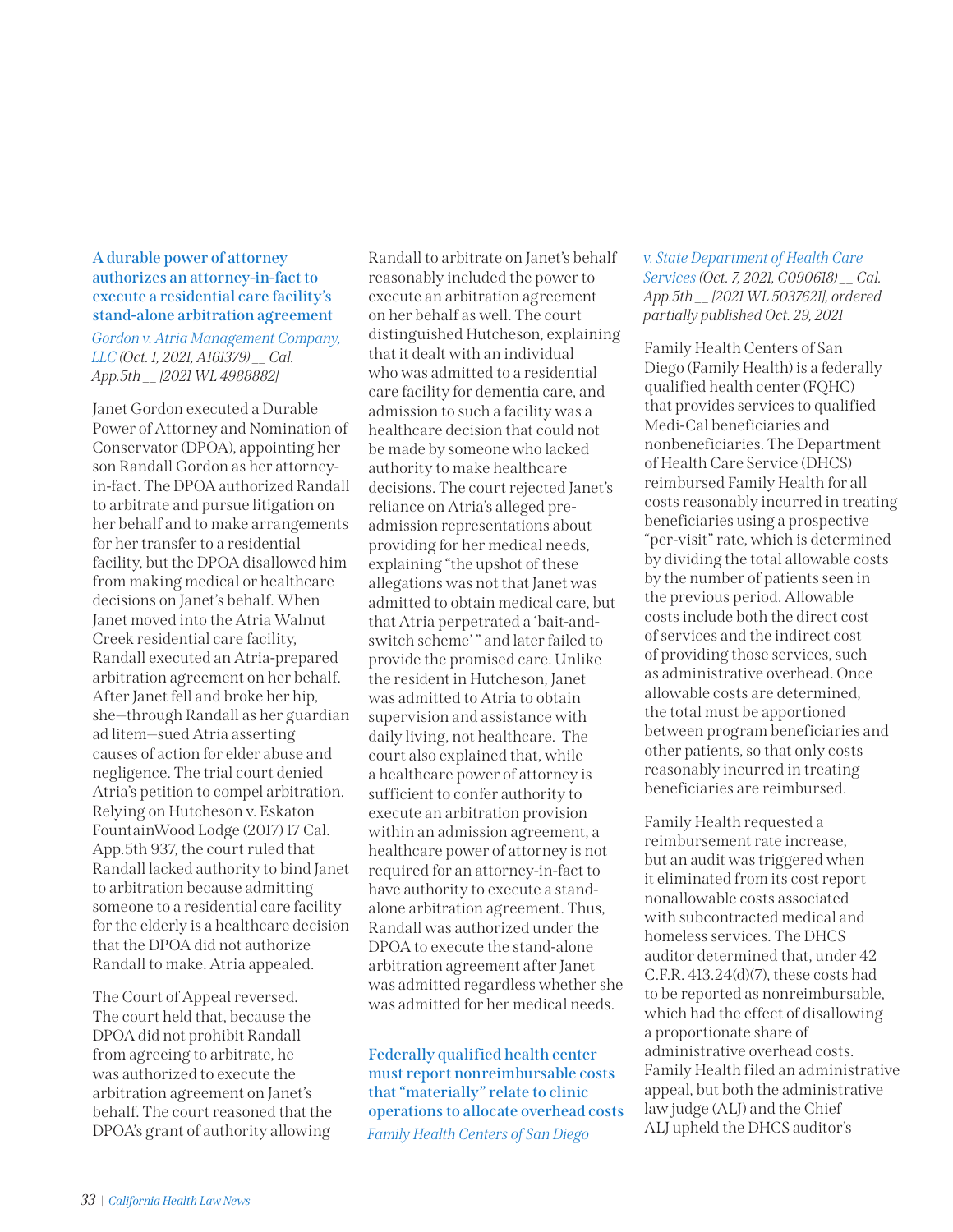### A durable power of attorney authorizes an attorney-in-fact to execute a residential care facility's stand-alone arbitration agreement

*Gordon v. Atria Management Company, LLC (Oct. 1, 2021, A161379) __ Cal. App.5th __ [2021 WL 4988882]*

Janet Gordon executed a Durable Power of Attorney and Nomination of Conservator (DPOA), appointing her son Randall Gordon as her attorney-in-fact. The DPOA authorized Randall to arbitrate and pursue litigation on her behalf and to make arrangements for her transfer to a residential facility, but the DPOA disallowed him from making medical or healthcare decisions on Janet's behalf. When Janet moved into the Atria Walnut Creek residential care facility, Randall executed an Atria-prepared arbitration agreement on her behalf. After Janet fell and broke her hip, she—through Randall as her guardian ad litem—sued Atria asserting causes of action for elder abuse and negligence. The trial court denied Atria's petition to compel arbitration. Relying on Hutcheson v. Eskaton FountainWood Lodge (2017) 17 Cal. App.5th 937, the court ruled that Randall lacked authority to bind Janet to arbitration because admitting someone to a residential care facility for the elderly is a healthcare decision that the DPOA did not authorize Randall to make. Atria appealed.

The Court of Appeal reversed. The court held that, because the DPOA did not prohibit Randall from agreeing to arbitrate, he was authorized to execute the arbitration agreement on Janet's behalf. The court reasoned that the DPOA's grant of authority allowing Randall to arbitrate on Janet's behalf reasonably included the power to execute an arbitration agreement on her behalf as well. The court distinguished Hutcheson, explaining that it dealt with an individual who was admitted to a residential care facility for dementia care, and admission to such a facility was a healthcare decision that could not be made by someone who lacked authority to make healthcare decisions. The court rejected Janet's reliance on Atria's alleged pre-admission representations about providing for her medical needs, explaining "the upshot of these allegations was not that Janet was admitted to obtain medical care, but that Atria perpetrated a 'bait-and-switch scheme' " and later failed to provide the promised care. Unlike the resident in Hutcheson, Janet was admitted to Atria to obtain supervision and assistance with daily living, not healthcare. The court also explained that, while a healthcare power of attorney is sufficient to confer authority to execute an arbitration provision within an admission agreement, a healthcare power of attorney is not required for an attorney-in-fact to have authority to execute a stand-alone arbitration agreement. Thus, Randall was authorized under the DPOA to execute the stand-alone arbitration agreement after Janet was admitted regardless whether she was admitted for her medical needs.

### Federally qualified health center must report nonreimbursable costs that "materially" relate to clinic operations to allocate overhead costs

*Family Health Centers of San Diego v. State Department of Health Care Services (Oct. 7, 2021, C090618) __ Cal. App.5th __ [2021 WL 5037621], ordered partially published Oct. 29, 2021*

Family Health Centers of San Diego (Family Health) is a federally qualified health center (FQHC) that provides services to qualified Medi-Cal beneficiaries and nonbeneficiaries. The Department of Health Care Service (DHCS) reimbursed Family Health for all costs reasonably incurred in treating beneficiaries using a prospective "per-visit" rate, which is determined by dividing the total allowable costs by the number of patients seen in the previous period. Allowable costs include both the direct cost of services and the indirect cost of providing those services, such as administrative overhead. Once allowable costs are determined, the total must be apportioned between program beneficiaries and other patients, so that only costs reasonably incurred in treating beneficiaries are reimbursed.

Family Health requested a reimbursement rate increase, but an audit was triggered when it eliminated from its cost report nonallowable costs associated with subcontracted medical and homeless services. The DHCS auditor determined that, under 42 C.F.R. 413.24(d)(7), these costs had to be reported as nonreimbursable, which had the effect of disallowing a proportionate share of administrative overhead costs. Family Health filed an administrative appeal, but both the administrative law judge (ALJ) and the Chief ALJ upheld the DHCS auditor's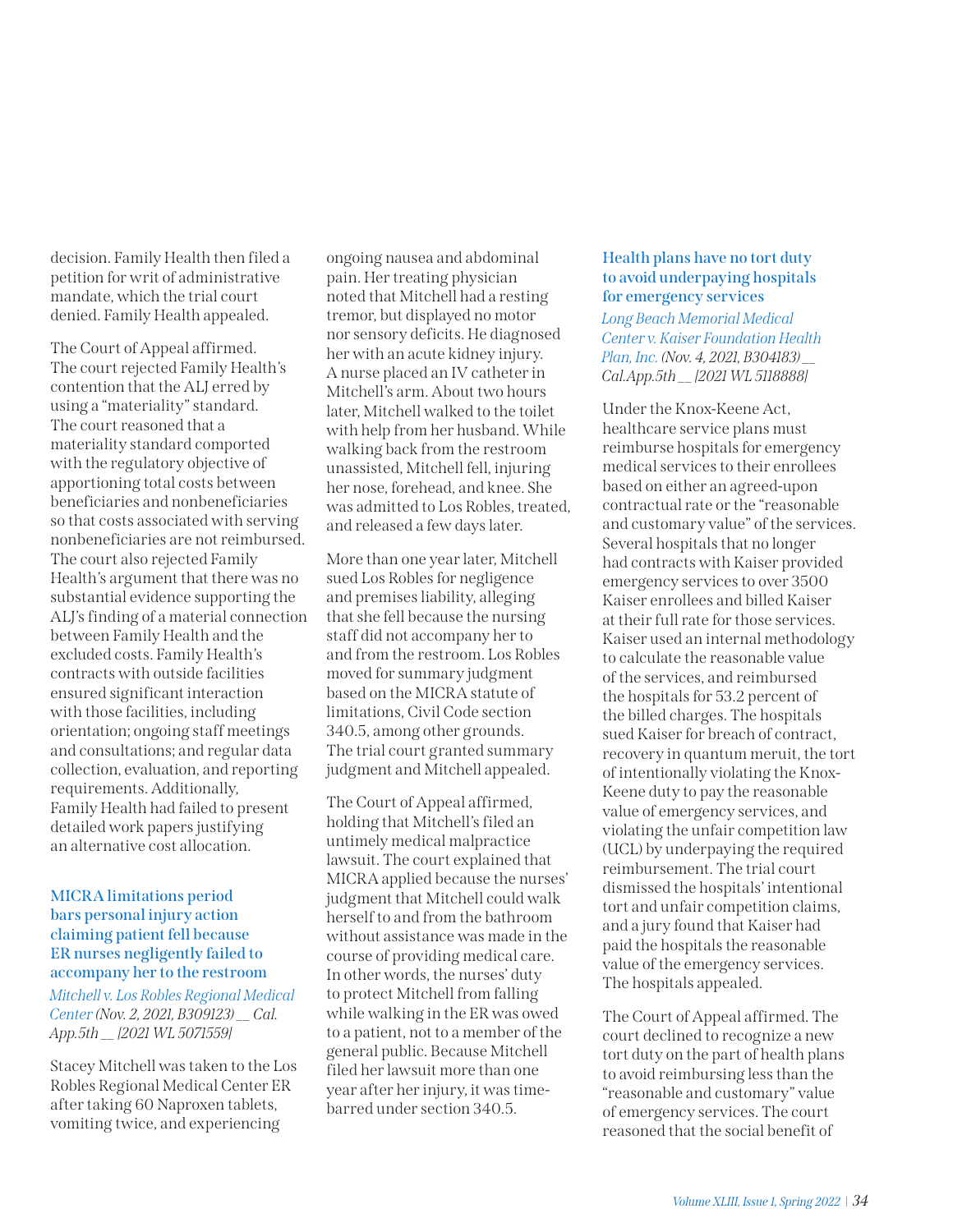decision. Family Health then filed a petition for writ of administrative mandate, which the trial court denied. Family Health appealed.

The Court of Appeal affirmed. The court rejected Family Health's contention that the ALJ erred by using a "materiality" standard. The court reasoned that a materiality standard comported with the regulatory objective of apportioning total costs between beneficiaries and nonbeneficiaries so that costs associated with serving nonbeneficiaries are not reimbursed. The court also rejected Family Health's argument that there was no substantial evidence supporting the ALJ's finding of a material connection between Family Health and the excluded costs. Family Health's contracts with outside facilities ensured significant interaction with those facilities, including orientation; ongoing staff meetings and consultations; and regular data collection, evaluation, and reporting requirements. Additionally, Family Health had failed to present detailed work papers justifying an alternative cost allocation.

### MICRA limitations period bars personal injury action claiming patient fell because ER nurses negligently failed to accompany her to the restroom

*Mitchell v. Los Robles Regional Medical Center (Nov. 2, 2021, B309123) __ Cal. App.5th __ [2021 WL 5071559]*

Stacey Mitchell was taken to the Los Robles Regional Medical Center ER after taking 60 Naproxen tablets, vomiting twice, and experiencing ongoing nausea and abdominal pain. Her treating physician noted that Mitchell had a resting tremor, but displayed no motor nor sensory deficits. He diagnosed her with an acute kidney injury. A nurse placed an IV catheter in Mitchell's arm. About two hours later, Mitchell walked to the toilet with help from her husband. While walking back from the restroom unassisted, Mitchell fell, injuring her nose, forehead, and knee. She was admitted to Los Robles, treated, and released a few days later.

More than one year later, Mitchell sued Los Robles for negligence and premises liability, alleging that she fell because the nursing staff did not accompany her to and from the restroom. Los Robles moved for summary judgment based on the MICRA statute of limitations, Civil Code section 340.5, among other grounds. The trial court granted summary judgment and Mitchell appealed.

The Court of Appeal affirmed, holding that Mitchell's filed an untimely medical malpractice lawsuit. The court explained that MICRA applied because the nurses' judgment that Mitchell could walk herself to and from the bathroom without assistance was made in the course of providing medical care. In other words, the nurses' duty to protect Mitchell from falling while walking in the ER was owed to a patient, not to a member of the general public. Because Mitchell filed her lawsuit more than one year after her injury, it was time-barred under section 340.5.

### Health plans have no tort duty to avoid underpaying hospitals for emergency services

*Long Beach Memorial Medical Center v. Kaiser Foundation Health Plan, Inc. (Nov. 4, 2021, B304183) __ Cal.App.5th __ [2021 WL 5118888]*

Under the Knox-Keene Act, healthcare service plans must reimburse hospitals for emergency medical services to their enrollees based on either an agreed-upon contractual rate or the "reasonable and customary value" of the services. Several hospitals that no longer had contracts with Kaiser provided emergency services to over 3500 Kaiser enrollees and billed Kaiser at their full rate for those services. Kaiser used an internal methodology to calculate the reasonable value of the services, and reimbursed the hospitals for 53.2 percent of the billed charges. The hospitals sued Kaiser for breach of contract, recovery in quantum meruit, the tort of intentionally violating the Knox-Keene duty to pay the reasonable value of emergency services, and violating the unfair competition law (UCL) by underpaying the required reimbursement. The trial court dismissed the hospitals' intentional tort and unfair competition claims, and a jury found that Kaiser had paid the hospitals the reasonable value of the emergency services. The hospitals appealed.

The Court of Appeal affirmed. The court declined to recognize a new tort duty on the part of health plans to avoid reimbursing less than the "reasonable and customary" value of emergency services. The court reasoned that the social benefit of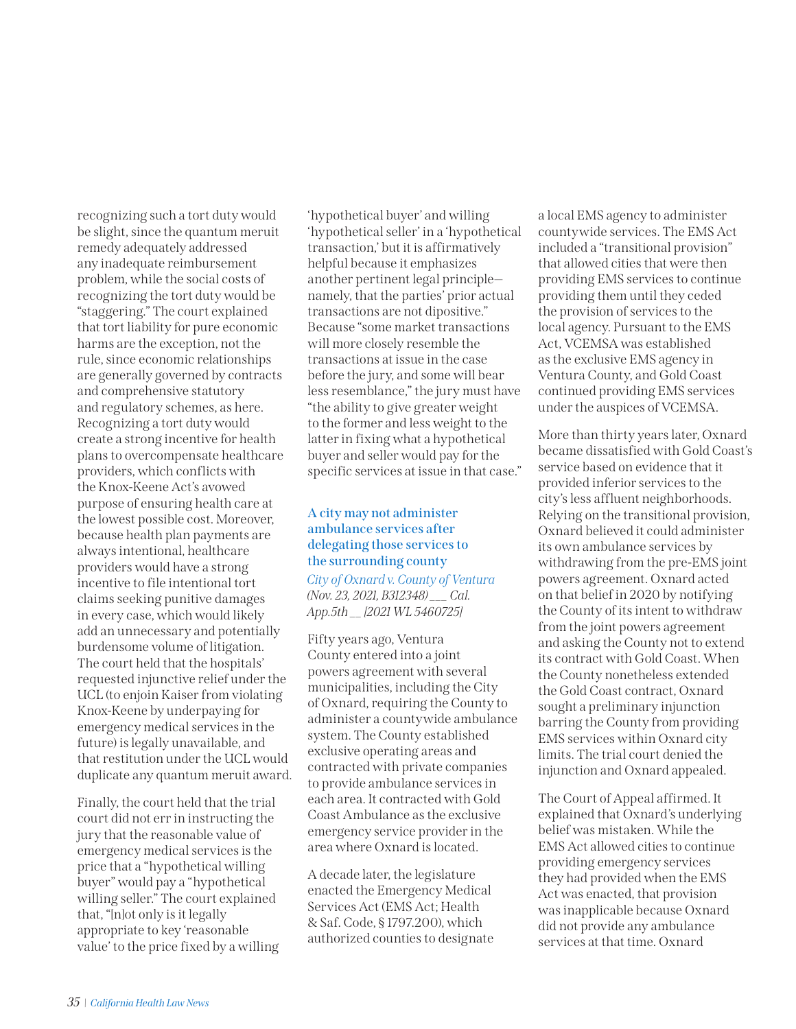recognizing such a tort duty would be slight, since the quantum meruit remedy adequately addressed any inadequate reimbursement problem, while the social costs of recognizing the tort duty would be "staggering." The court explained that tort liability for pure economic harms are the exception, not the rule, since economic relationships are generally governed by contracts and comprehensive statutory and regulatory schemes, as here. Recognizing a tort duty would create a strong incentive for health plans to overcompensate healthcare providers, which conflicts with the Knox-Keene Act's avowed purpose of ensuring health care at the lowest possible cost. Moreover, because health plan payments are always intentional, healthcare providers would have a strong incentive to file intentional tort claims seeking punitive damages in every case, which would likely add an unnecessary and potentially burdensome volume of litigation. The court held that the hospitals' requested injunctive relief under the UCL (to enjoin Kaiser from violating Knox-Keene by underpaying for emergency medical services in the future) is legally unavailable, and that restitution under the UCL would duplicate any quantum meruit award.

Finally, the court held that the trial court did not err in instructing the jury that the reasonable value of emergency medical services is the price that a "hypothetical willing buyer" would pay a "hypothetical willing seller." The court explained that, "[n]ot only is it legally appropriate to key 'reasonable value' to the price fixed by a willing 'hypothetical buyer' and willing 'hypothetical seller' in a 'hypothetical transaction,' but it is affirmatively helpful because it emphasizes another pertinent legal principle—namely, that the parties' prior actual transactions are not dipositive." Because "some market transactions will more closely resemble the transactions at issue in the case before the jury, and some will bear less resemblance," the jury must have "the ability to give greater weight to the former and less weight to the latter in fixing what a hypothetical buyer and seller would pay for the specific services at issue in that case."

### A city may not administer ambulance services after delegating those services to the surrounding county

*City of Oxnard v. County of Ventura (Nov. 23, 2021, B312348) ___ Cal. App.5th __ [2021 WL 5460725]*

Fifty years ago, Ventura County entered into a joint powers agreement with several municipalities, including the City of Oxnard, requiring the County to administer a countywide ambulance system. The County established exclusive operating areas and contracted with private companies to provide ambulance services in each area. It contracted with Gold Coast Ambulance as the exclusive emergency service provider in the area where Oxnard is located.

A decade later, the legislature enacted the Emergency Medical Services Act (EMS Act; Health & Saf. Code, § 1797.200), which authorized counties to designate a local EMS agency to administer countywide services. The EMS Act included a "transitional provision" that allowed cities that were then providing EMS services to continue providing them until they ceded the provision of services to the local agency. Pursuant to the EMS Act, VCEMSA was established as the exclusive EMS agency in Ventura County, and Gold Coast continued providing EMS services under the auspices of VCEMSA.

More than thirty years later, Oxnard became dissatisfied with Gold Coast's service based on evidence that it provided inferior services to the city's less affluent neighborhoods. Relying on the transitional provision, Oxnard believed it could administer its own ambulance services by withdrawing from the pre-EMS joint powers agreement. Oxnard acted on that belief in 2020 by notifying the County of its intent to withdraw from the joint powers agreement and asking the County not to extend its contract with Gold Coast. When the County nonetheless extended the Gold Coast contract, Oxnard sought a preliminary injunction barring the County from providing EMS services within Oxnard city limits. The trial court denied the injunction and Oxnard appealed.

The Court of Appeal affirmed. It explained that Oxnard's underlying belief was mistaken. While the EMS Act allowed cities to continue providing emergency services they had provided when the EMS Act was enacted, that provision was inapplicable because Oxnard did not provide any ambulance services at that time. Oxnard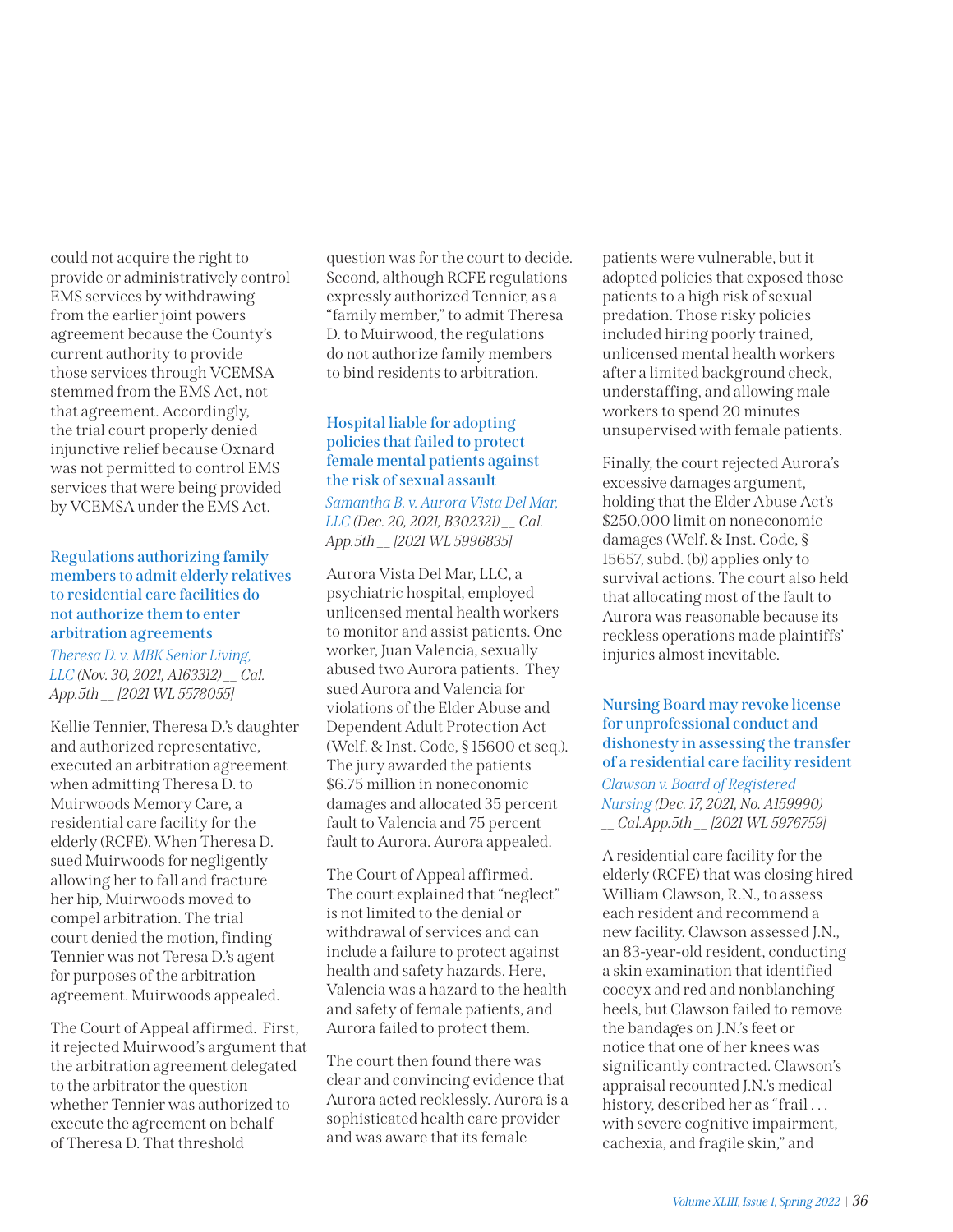could not acquire the right to provide or administratively control EMS services by withdrawing from the earlier joint powers agreement because the County's current authority to provide those services through VCEMSA stemmed from the EMS Act, not that agreement. Accordingly, the trial court properly denied injunctive relief because Oxnard was not permitted to control EMS services that were being provided by VCEMSA under the EMS Act.

### Regulations authorizing family members to admit elderly relatives to residential care facilities do not authorize them to enter arbitration agreements

*Theresa D. v. MBK Senior Living, LLC (Nov. 30, 2021, A163312) __ Cal. App.5th __ [2021 WL 5578055]*

Kellie Tennier, Theresa D.'s daughter and authorized representative, executed an arbitration agreement when admitting Theresa D. to Muirwoods Memory Care, a residential care facility for the elderly (RCFE). When Theresa D. sued Muirwoods for negligently allowing her to fall and fracture her hip, Muirwoods moved to compel arbitration. The trial court denied the motion, finding Tennier was not Teresa D.'s agent for purposes of the arbitration agreement. Muirwoods appealed.

The Court of Appeal affirmed. First, it rejected Muirwood's argument that the arbitration agreement delegated to the arbitrator the question whether Tennier was authorized to execute the agreement on behalf of Theresa D. That threshold question was for the court to decide. Second, although RCFE regulations expressly authorized Tennier, as a "family member," to admit Theresa D. to Muirwood, the regulations do not authorize family members to bind residents to arbitration.

### Hospital liable for adopting policies that failed to protect female mental patients against the risk of sexual assault

*Samantha B. v. Aurora Vista Del Mar, LLC (Dec. 20, 2021, B302321) __ Cal. App.5th __ [2021 WL 5996835]*

Aurora Vista Del Mar, LLC, a psychiatric hospital, employed unlicensed mental health workers to monitor and assist patients. One worker, Juan Valencia, sexually abused two Aurora patients. They sued Aurora and Valencia for violations of the Elder Abuse and Dependent Adult Protection Act (Welf. & Inst. Code, § 15600 et seq.). The jury awarded the patients $6.75 million in noneconomic damages and allocated 35 percent fault to Valencia and 75 percent fault to Aurora. Aurora appealed.

The Court of Appeal affirmed. The court explained that "neglect" is not limited to the denial or withdrawal of services and can include a failure to protect against health and safety hazards. Here, Valencia was a hazard to the health and safety of female patients, and Aurora failed to protect them.

The court then found there was clear and convincing evidence that Aurora acted recklessly. Aurora is a sophisticated health care provider and was aware that its female patients were vulnerable, but it adopted policies that exposed those patients to a high risk of sexual predation. Those risky policies included hiring poorly trained, unlicensed mental health workers after a limited background check, understaffing, and allowing male workers to spend 20 minutes unsupervised with female patients.

Finally, the court rejected Aurora's excessive damages argument, holding that the Elder Abuse Act's $250,000 limit on noneconomic damages (Welf. & Inst. Code, § 15657, subd. (b)) applies only to survival actions. The court also held that allocating most of the fault to Aurora was reasonable because its reckless operations made plaintiffs' injuries almost inevitable.

### Nursing Board may revoke license for unprofessional conduct and dishonesty in assessing the transfer of a residential care facility resident

*Clawson v. Board of Registered Nursing (Dec. 17, 2021, No. A159990) __ Cal.App.5th __ [2021 WL 5976759]*

A residential care facility for the elderly (RCFE) that was closing hired William Clawson, R.N., to assess each resident and recommend a new facility. Clawson assessed J.N., an 83-year-old resident, conducting a skin examination that identified coccyx and red and nonblanching heels, but Clawson failed to remove the bandages on J.N.'s feet or notice that one of her knees was significantly contracted. Clawson's appraisal recounted J.N.'s medical history, described her as "frail . . . with severe cognitive impairment, cachexia, and fragile skin," and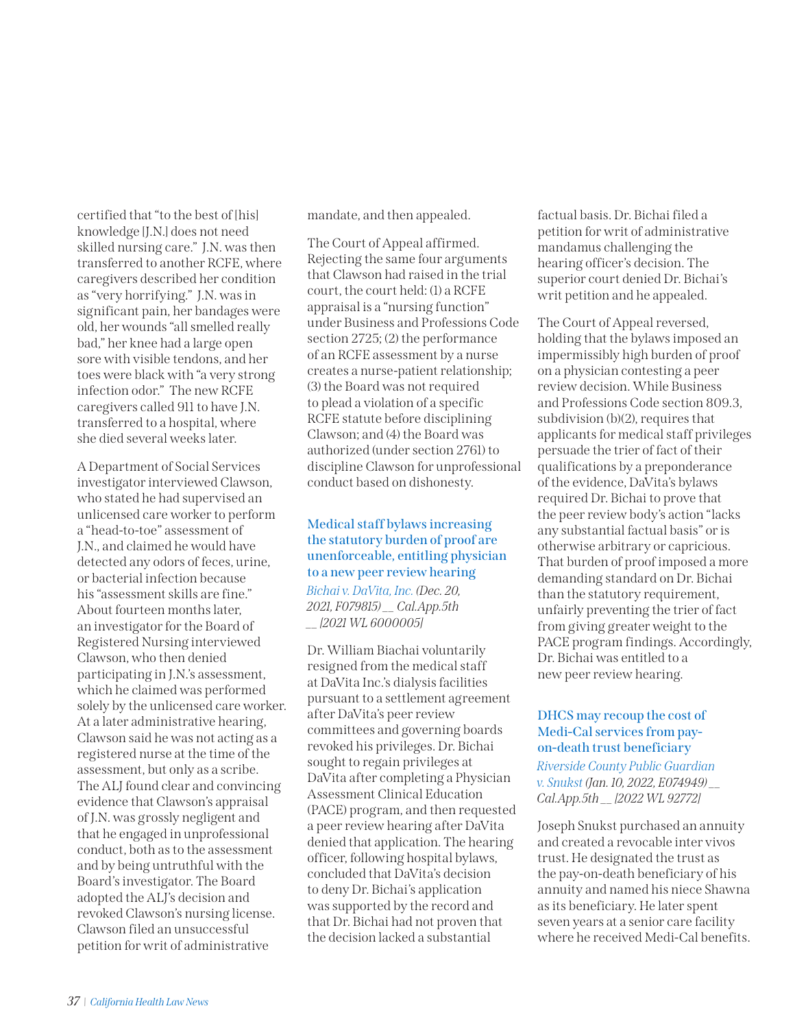certified that "to the best of [his] knowledge [J.N.] does not need skilled nursing care." J.N. was then transferred to another RCFE, where caregivers described her condition as "very horrifying." J.N. was in significant pain, her bandages were old, her wounds "all smelled really bad," her knee had a large open sore with visible tendons, and her toes were black with "a very strong infection odor." The new RCFE caregivers called 911 to have J.N. transferred to a hospital, where she died several weeks later.

A Department of Social Services investigator interviewed Clawson, who stated he had supervised an unlicensed care worker to perform a "head-to-toe" assessment of J.N., and claimed he would have detected any odors of feces, urine, or bacterial infection because his "assessment skills are fine." About fourteen months later, an investigator for the Board of Registered Nursing interviewed Clawson, who then denied participating in J.N.'s assessment, which he claimed was performed solely by the unlicensed care worker. At a later administrative hearing, Clawson said he was not acting as a registered nurse at the time of the assessment, but only as a scribe. The ALJ found clear and convincing evidence that Clawson's appraisal of J.N. was grossly negligent and that he engaged in unprofessional conduct, both as to the assessment and by being untruthful with the Board's investigator. The Board adopted the ALJ's decision and revoked Clawson's nursing license. Clawson filed an unsuccessful petition for writ of administrative mandate, and then appealed.

The Court of Appeal affirmed. Rejecting the same four arguments that Clawson had raised in the trial court, the court held: (1) a RCFE appraisal is a "nursing function" under Business and Professions Code section 2725; (2) the performance of an RCFE assessment by a nurse creates a nurse-patient relationship; (3) the Board was not required to plead a violation of a specific RCFE statute before disciplining Clawson; and (4) the Board was authorized (under section 2761) to discipline Clawson for unprofessional conduct based on dishonesty.

### Medical staff bylaws increasing the statutory burden of proof are unenforceable, entitling physician to a new peer review hearing

*Bichai v. DaVita, Inc. (Dec. 20, 2021, F079815) __ Cal.App.5th __ [2021 WL 6000005]*

Dr. William Biachai voluntarily resigned from the medical staff at DaVita Inc.'s dialysis facilities pursuant to a settlement agreement after DaVita's peer review committees and governing boards revoked his privileges. Dr. Bichai sought to regain privileges at DaVita after completing a Physician Assessment Clinical Education (PACE) program, and then requested a peer review hearing after DaVita denied that application. The hearing officer, following hospital bylaws, concluded that DaVita's decision to deny Dr. Bichai's application was supported by the record and that Dr. Bichai had not proven that the decision lacked a substantial factual basis. Dr. Bichai filed a petition for writ of administrative mandamus challenging the hearing officer's decision. The superior court denied Dr. Bichai's writ petition and he appealed.

The Court of Appeal reversed, holding that the bylaws imposed an impermissibly high burden of proof on a physician contesting a peer review decision. While Business and Professions Code section 809.3, subdivision (b)(2), requires that applicants for medical staff privileges persuade the trier of fact of their qualifications by a preponderance of the evidence, DaVita's bylaws required Dr. Bichai to prove that the peer review body's action "lacks any substantial factual basis" or is otherwise arbitrary or capricious. That burden of proof imposed a more demanding standard on Dr. Bichai than the statutory requirement, unfairly preventing the trier of fact from giving greater weight to the PACE program findings. Accordingly, Dr. Bichai was entitled to a new peer review hearing.

### DHCS may recoup the cost of Medi-Cal services from pay-on-death trust beneficiary

*Riverside County Public Guardian v. Snukst (Jan. 10, 2022, E074949) __ Cal.App.5th __ [2022 WL 92772]*

Joseph Snukst purchased an annuity and created a revocable inter vivos trust. He designated the trust as the pay-on-death beneficiary of his annuity and named his niece Shawna as its beneficiary. He later spent seven years at a senior care facility where he received Medi-Cal benefits.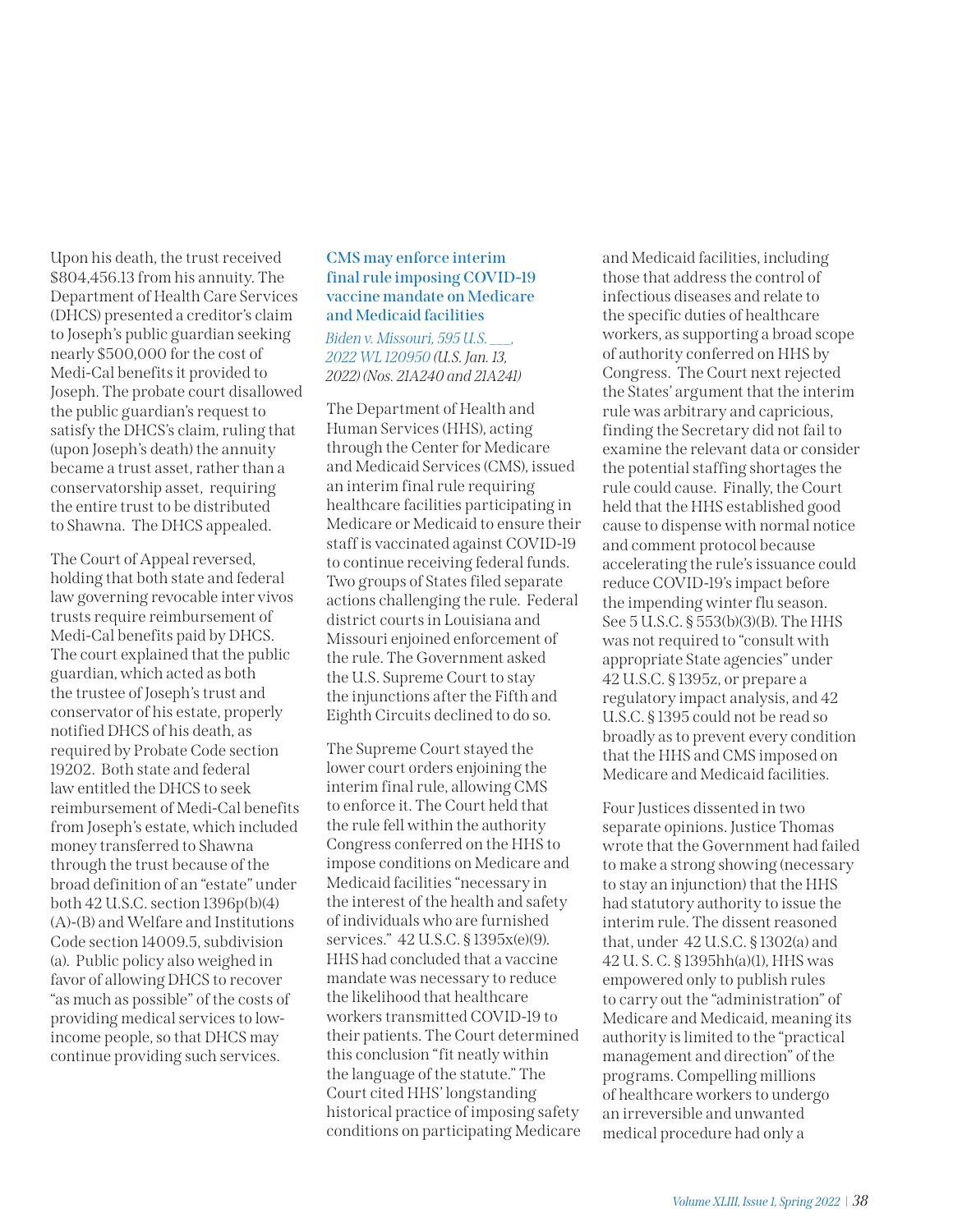Upon his death, the trust received $804,456.13 from his annuity. The Department of Health Care Services (DHCS) presented a creditor's claim to Joseph's public guardian seeking nearly $500,000 for the cost of Medi-Cal benefits it provided to Joseph. The probate court disallowed the public guardian's request to satisfy the DHCS's claim, ruling that (upon Joseph's death) the annuity became a trust asset, rather than a conservatorship asset, requiring the entire trust to be distributed to Shawna. The DHCS appealed.

The Court of Appeal reversed, holding that both state and federal law governing revocable inter vivos trusts require reimbursement of Medi-Cal benefits paid by DHCS. The court explained that the public guardian, which acted as both the trustee of Joseph's trust and conservator of his estate, properly notified DHCS of his death, as required by Probate Code section 19202. Both state and federal law entitled the DHCS to seek reimbursement of Medi-Cal benefits from Joseph's estate, which included money transferred to Shawna through the trust because of the broad definition of an "estate" under both 42 U.S.C. section 1396p(b)(4)(A)-(B) and Welfare and Institutions Code section 14009.5, subdivision (a). Public policy also weighed in favor of allowing DHCS to recover "as much as possible" of the costs of providing medical services to low-income people, so that DHCS may continue providing such services.

### CMS may enforce interim final rule imposing COVID-19 vaccine mandate on Medicare and Medicaid facilities

*Biden v. Missouri, 595 U.S. ___, 2022 WL 120950 (U.S. Jan. 13, 2022) (Nos. 21A240 and 21A241)*

The Department of Health and Human Services (HHS), acting through the Center for Medicare and Medicaid Services (CMS), issued an interim final rule requiring healthcare facilities participating in Medicare or Medicaid to ensure their staff is vaccinated against COVID-19 to continue receiving federal funds. Two groups of States filed separate actions challenging the rule. Federal district courts in Louisiana and Missouri enjoined enforcement of the rule. The Government asked the U.S. Supreme Court to stay the injunctions after the Fifth and Eighth Circuits declined to do so.

The Supreme Court stayed the lower court orders enjoining the interim final rule, allowing CMS to enforce it. The Court held that the rule fell within the authority Congress conferred on the HHS to impose conditions on Medicare and Medicaid facilities "necessary in the interest of the health and safety of individuals who are furnished services." 42 U.S.C. § 1395x(e)(9). HHS had concluded that a vaccine mandate was necessary to reduce the likelihood that healthcare workers transmitted COVID-19 to their patients. The Court determined this conclusion "fit neatly within the language of the statute." The Court cited HHS' longstanding historical practice of imposing safety conditions on participating Medicare and Medicaid facilities, including those that address the control of infectious diseases and relate to the specific duties of healthcare workers, as supporting a broad scope of authority conferred on HHS by Congress. The Court next rejected the States' argument that the interim rule was arbitrary and capricious, finding the Secretary did not fail to examine the relevant data or consider the potential staffing shortages the rule could cause. Finally, the Court held that the HHS established good cause to dispense with normal notice and comment protocol because accelerating the rule's issuance could reduce COVID-19's impact before the impending winter flu season. See 5 U.S.C. § 553(b)(3)(B). The HHS was not required to "consult with appropriate State agencies" under 42 U.S.C. § 1395z, or prepare a regulatory impact analysis, and 42 U.S.C. § 1395 could not be read so broadly as to prevent every condition that the HHS and CMS imposed on Medicare and Medicaid facilities.

Four Justices dissented in two separate opinions. Justice Thomas wrote that the Government had failed to make a strong showing (necessary to stay an injunction) that the HHS had statutory authority to issue the interim rule. The dissent reasoned that, under 42 U.S.C. § 1302(a) and 42 U. S. C. § 1395hh(a)(1), HHS was empowered only to publish rules to carry out the "administration" of Medicare and Medicaid, meaning its authority is limited to the "practical management and direction" of the programs. Compelling millions of healthcare workers to undergo an irreversible and unwanted medical procedure had only a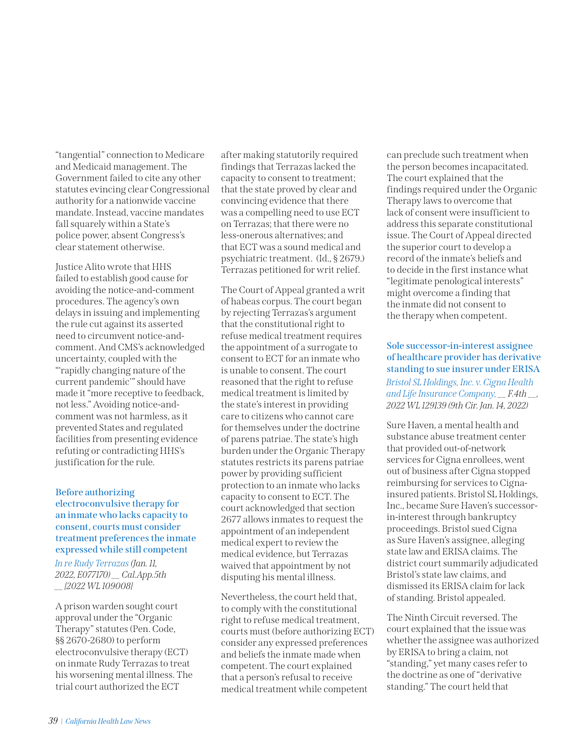"tangential" connection to Medicare and Medicaid management. The Government failed to cite any other statutes evincing clear Congressional authority for a nationwide vaccine mandate. Instead, vaccine mandates fall squarely within a State's police power, absent Congress's clear statement otherwise.

Justice Alito wrote that HHS failed to establish good cause for avoiding the notice-and-comment procedures. The agency's own delays in issuing and implementing the rule cut against its asserted need to circumvent notice-and-comment. And CMS's acknowledged uncertainty, coupled with the "'rapidly changing nature of the current pandemic'" should have made it "more receptive to feedback, not less." Avoiding notice-and-comment was not harmless, as it prevented States and regulated facilities from presenting evidence refuting or contradicting HHS's justification for the rule.

### Before authorizing electroconvulsive therapy for an inmate who lacks capacity to consent, courts must consider treatment preferences the inmate expressed while still competent

*In re Rudy Terrazas (Jan. 11, 2022, E077170) __ Cal.App.5th __ [2022 WL 109008]*

A prison warden sought court approval under the "Organic Therapy" statutes (Pen. Code, §§ 2670-2680) to perform electroconvulsive therapy (ECT) on inmate Rudy Terrazas to treat his worsening mental illness. The trial court authorized the ECT after making statutorily required findings that Terrazas lacked the capacity to consent to treatment; that the state proved by clear and convincing evidence that there was a compelling need to use ECT on Terrazas; that there were no less-onerous alternatives; and that ECT was a sound medical and psychiatric treatment. (Id., § 2679.) Terrazas petitioned for writ relief.

The Court of Appeal granted a writ of habeas corpus. The court began by rejecting Terrazas's argument that the constitutional right to refuse medical treatment requires the appointment of a surrogate to consent to ECT for an inmate who is unable to consent. The court reasoned that the right to refuse medical treatment is limited by the state's interest in providing care to citizens who cannot care for themselves under the doctrine of parens patriae. The state's high burden under the Organic Therapy statutes restricts its parens patriae power by providing sufficient protection to an inmate who lacks capacity to consent to ECT. The court acknowledged that section 2677 allows inmates to request the appointment of an independent medical expert to review the medical evidence, but Terrazas waived that appointment by not disputing his mental illness.

Nevertheless, the court held that, to comply with the constitutional right to refuse medical treatment, courts must (before authorizing ECT) consider any expressed preferences and beliefs the inmate made when competent. The court explained that a person's refusal to receive medical treatment while competent can preclude such treatment when the person becomes incapacitated. The court explained that the findings required under the Organic Therapy laws to overcome that lack of consent were insufficient to address this separate constitutional issue. The Court of Appeal directed the superior court to develop a record of the inmate's beliefs and to decide in the first instance what "legitimate penological interests" might overcome a finding that the inmate did not consent to the therapy when competent.

### Sole successor-in-interest assignee of healthcare provider has derivative standing to sue insurer under ERISA

*Bristol SL Holdings, Inc. v. Cigna Health and Life Insurance Company, __ F.4th __, 2022 WL 129139 (9th Cir. Jan. 14, 2022)*

Sure Haven, a mental health and substance abuse treatment center that provided out-of-network services for Cigna enrollees, went out of business after Cigna stopped reimbursing for services to Cigna-insured patients. Bristol SL Holdings, Inc., became Sure Haven's successor-in-interest through bankruptcy proceedings. Bristol sued Cigna as Sure Haven's assignee, alleging state law and ERISA claims. The district court summarily adjudicated Bristol's state law claims, and dismissed its ERISA claim for lack of standing. Bristol appealed.

The Ninth Circuit reversed. The court explained that the issue was whether the assignee was authorized by ERISA to bring a claim, not "standing," yet many cases refer to the doctrine as one of "derivative standing." The court held that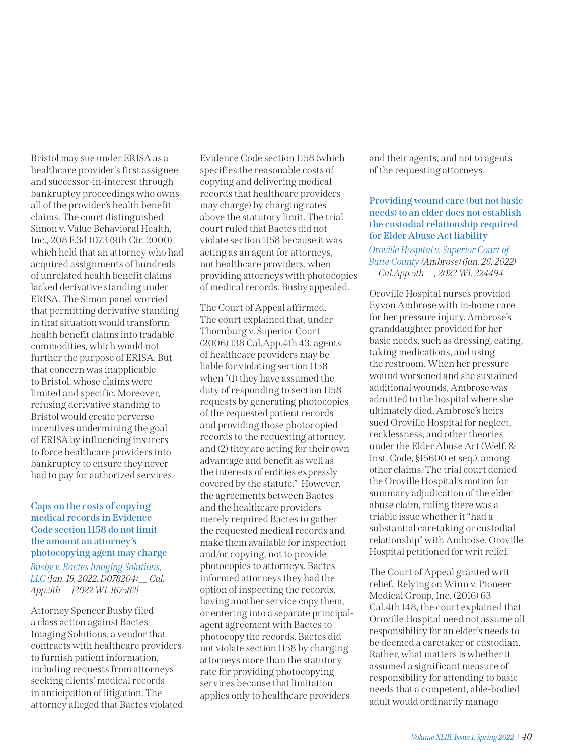Bristol may sue under ERISA as a healthcare provider's first assignee and successor-in-interest through bankruptcy proceedings who owns all of the provider's health benefit claims. The court distinguished Simon v. Value Behavioral Health, Inc., 208 F.3d 1073 (9th Cir. 2000), which held that an attorney who had acquired assignments of hundreds of unrelated health benefit claims lacked derivative standing under ERISA. The Simon panel worried that permitting derivative standing in that situation would transform health benefit claims into tradable commodities, which would not further the purpose of ERISA. But that concern was inapplicable to Bristol, whose claims were limited and specific. Moreover, refusing derivative standing to Bristol would create perverse incentives undermining the goal of ERISA by influencing insurers to force healthcare providers into bankruptcy to ensure they never had to pay for authorized services.

### Caps on the costs of copying medical records in Evidence Code section 1158 do not limit the amount an attorney's photocopying agent may charge

*Busby v. Bactes Imaging Solutions, LLC (Jan. 19, 2022, D078204) __ Cal. App.5th __ [2022 WL 167582]*

Attorney Spencer Busby filed a class action against Bactes Imaging Solutions, a vendor that contracts with healthcare providers to furnish patient information, including requests from attorneys seeking clients' medical records in anticipation of litigation. The attorney alleged that Bactes violated Evidence Code section 1158 (which specifies the reasonable costs of copying and delivering medical records that healthcare providers may charge) by charging rates above the statutory limit. The trial court ruled that Bactes did not violate section 1158 because it was acting as an agent for attorneys, not healthcare providers, when providing attorneys with photocopies of medical records. Busby appealed.

The Court of Appeal affirmed. The court explained that, under Thornburg v. Superior Court (2006) 138 Cal.App.4th 43, agents of healthcare providers may be liable for violating section 1158 when "(1) they have assumed the duty of responding to section 1158 requests by generating photocopies of the requested patient records and providing those photocopied records to the requesting attorney, and (2) they are acting for their own advantage and benefit as well as the interests of entities expressly covered by the statute." However, the agreements between Bactes and the healthcare providers merely required Bactes to gather the requested medical records and make them available for inspection and/or copying, not to provide photocopies to attorneys. Bactes informed attorneys they had the option of inspecting the records, having another service copy them, or entering into a separate principal-agent agreement with Bactes to photocopy the records. Bactes did not violate section 1158 by charging attorneys more than the statutory rate for providing photocopying services because that limitation applies only to healthcare providers and their agents, and not to agents of the requesting attorneys.

### Providing wound care (but not basic needs) to an elder does not establish the custodial relationship required for Elder Abuse Act liability

*Oroville Hospital v. Superior Court of Butte County (Ambrose) (Jan. 26, 2022) __ Cal.App.5th __, 2022 WL 224494*

Oroville Hospital nurses provided Eyvon Ambrose with in-home care for her pressure injury. Ambrose's granddaughter provided for her basic needs, such as dressing, eating, taking medications, and using the restroom. When her pressure wound worsened and she sustained additional wounds, Ambrose was admitted to the hospital where she ultimately died. Ambrose's heirs sued Oroville Hospital for neglect, recklessness, and other theories under the Elder Abuse Act (Welf. & Inst. Code, §15600 et seq.), among other claims. The trial court denied the Oroville Hospital's motion for summary adjudication of the elder abuse claim, ruling there was a triable issue whether it "had a substantial caretaking or custodial relationship" with Ambrose. Oroville Hospital petitioned for writ relief.

The Court of Appeal granted writ relief. Relying on Winn v. Pioneer Medical Group, Inc. (2016) 63 Cal.4th 148, the court explained that Oroville Hospital need not assume all responsibility for an elder's needs to be deemed a caretaker or custodian. Rather, what matters is whether it assumed a significant measure of responsibility for attending to basic needs that a competent, able-bodied adult would ordinarily manage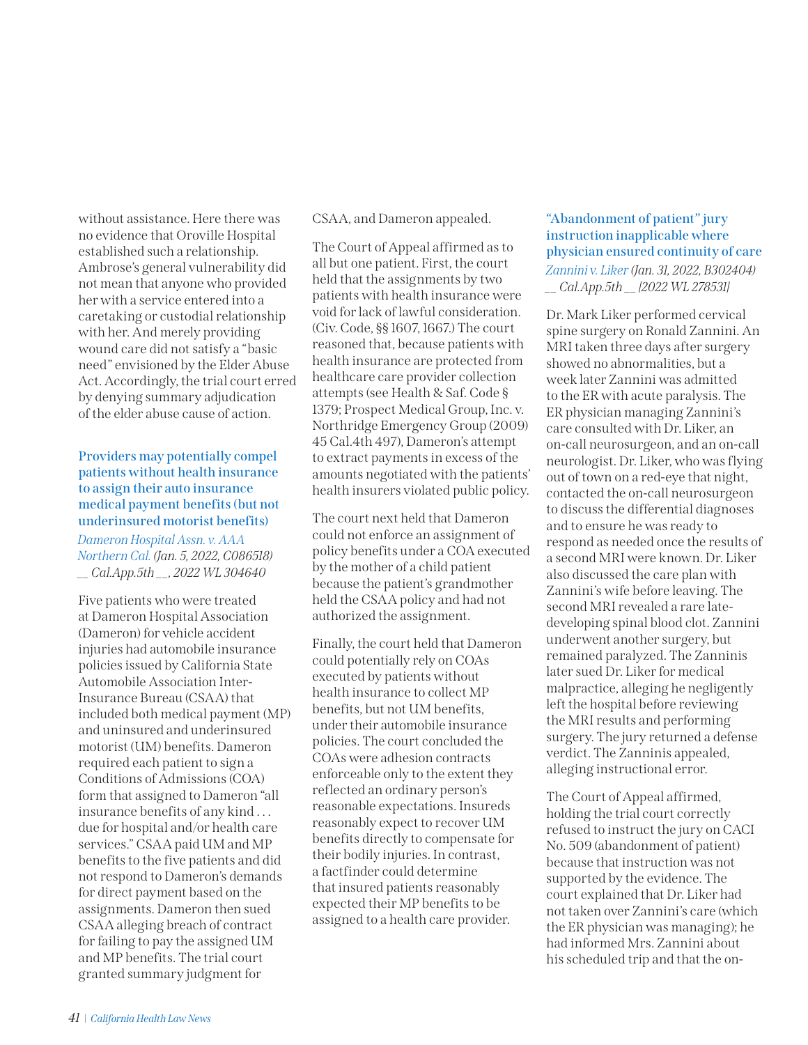without assistance. Here there was no evidence that Oroville Hospital established such a relationship. Ambrose's general vulnerability did not mean that anyone who provided her with a service entered into a caretaking or custodial relationship with her. And merely providing wound care did not satisfy a "basic need" envisioned by the Elder Abuse Act. Accordingly, the trial court erred by denying summary adjudication of the elder abuse cause of action.

### Providers may potentially compel patients without health insurance to assign their auto insurance medical payment benefits (but not underinsured motorist benefits)

*Dameron Hospital Assn. v. AAA Northern Cal. (Jan. 5, 2022, C086518) __ Cal.App.5th __, 2022 WL 304640*

Five patients who were treated at Dameron Hospital Association (Dameron) for vehicle accident injuries had automobile insurance policies issued by California State Automobile Association Inter-Insurance Bureau (CSAA) that included both medical payment (MP) and uninsured and underinsured motorist (UM) benefits. Dameron required each patient to sign a Conditions of Admissions (COA) form that assigned to Dameron "all insurance benefits of any kind . . . due for hospital and/or health care services." CSAA paid UM and MP benefits to the five patients and did not respond to Dameron's demands for direct payment based on the assignments. Dameron then sued CSAA alleging breach of contract for failing to pay the assigned UM and MP benefits. The trial court granted summary judgment for CSAA, and Dameron appealed.

The Court of Appeal affirmed as to all but one patient. First, the court held that the assignments by two patients with health insurance were void for lack of lawful consideration. (Civ. Code, §§ 1607, 1667.) The court reasoned that, because patients with health insurance are protected from healthcare care provider collection attempts (see Health & Saf. Code § 1379; Prospect Medical Group, Inc. v. Northridge Emergency Group (2009) 45 Cal.4th 497), Dameron's attempt to extract payments in excess of the amounts negotiated with the patients' health insurers violated public policy.

The court next held that Dameron could not enforce an assignment of policy benefits under a COA executed by the mother of a child patient because the patient's grandmother held the CSAA policy and had not authorized the assignment.

Finally, the court held that Dameron could potentially rely on COAs executed by patients without health insurance to collect MP benefits, but not UM benefits, under their automobile insurance policies. The court concluded the COAs were adhesion contracts enforceable only to the extent they reflected an ordinary person's reasonable expectations. Insureds reasonably expect to recover UM benefits directly to compensate for their bodily injuries. In contrast, a factfinder could determine that insured patients reasonably expected their MP benefits to be assigned to a health care provider.

### "Abandonment of patient" jury instruction inapplicable where physician ensured continuity of care

*Zannini v. Liker (Jan. 31, 2022, B302404) __ Cal.App.5th __ [2022 WL 278531]*

Dr. Mark Liker performed cervical spine surgery on Ronald Zannini. An MRI taken three days after surgery showed no abnormalities, but a week later Zannini was admitted to the ER with acute paralysis. The ER physician managing Zannini's care consulted with Dr. Liker, an on-call neurosurgeon, and an on-call neurologist. Dr. Liker, who was flying out of town on a red-eye that night, contacted the on-call neurosurgeon to discuss the differential diagnoses and to ensure he was ready to respond as needed once the results of a second MRI were known. Dr. Liker also discussed the care plan with Zannini's wife before leaving. The second MRI revealed a rare late-developing spinal blood clot. Zannini underwent another surgery, but remained paralyzed. The Zanninis later sued Dr. Liker for medical malpractice, alleging he negligently left the hospital before reviewing the MRI results and performing surgery. The jury returned a defense verdict. The Zanninis appealed, alleging instructional error.

The Court of Appeal affirmed, holding the trial court correctly refused to instruct the jury on CACI No. 509 (abandonment of patient) because that instruction was not supported by the evidence. The court explained that Dr. Liker had not taken over Zannini's care (which the ER physician was managing); he had informed Mrs. Zannini about his scheduled trip and that the on-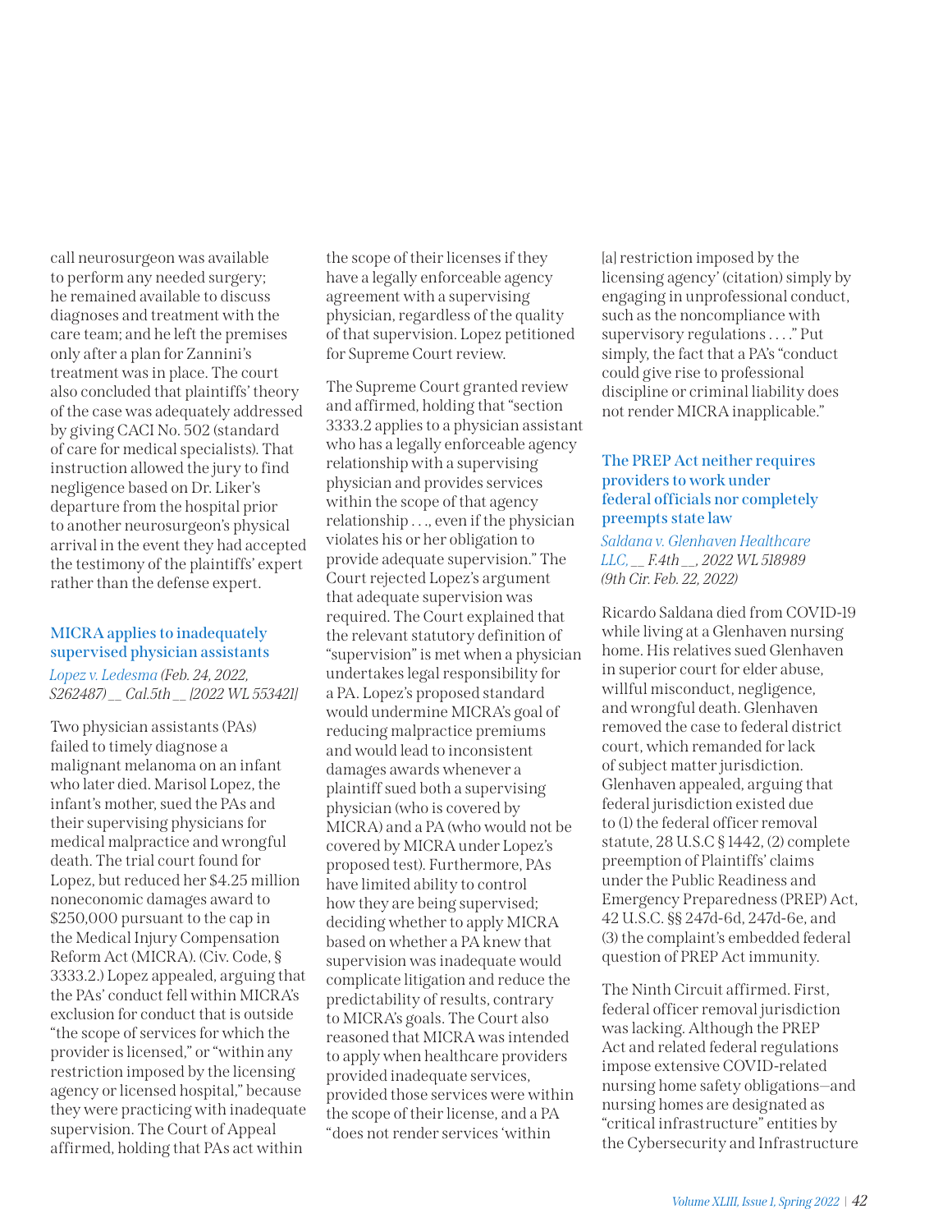call neurosurgeon was available to perform any needed surgery; he remained available to discuss diagnoses and treatment with the care team; and he left the premises only after a plan for Zannini's treatment was in place. The court also concluded that plaintiffs' theory of the case was adequately addressed by giving CACI No. 502 (standard of care for medical specialists). That instruction allowed the jury to find negligence based on Dr. Liker's departure from the hospital prior to another neurosurgeon's physical arrival in the event they had accepted the testimony of the plaintiffs' expert rather than the defense expert.

### MICRA applies to inadequately supervised physician assistants

*Lopez v. Ledesma (Feb. 24, 2022, S262487) __ Cal.5th __ [2022 WL 553421]*

Two physician assistants (PAs) failed to timely diagnose a malignant melanoma on an infant who later died. Marisol Lopez, the infant's mother, sued the PAs and their supervising physicians for medical malpractice and wrongful death. The trial court found for Lopez, but reduced her $4.25 million noneconomic damages award to $250,000 pursuant to the cap in the Medical Injury Compensation Reform Act (MICRA). (Civ. Code, § 3333.2.) Lopez appealed, arguing that the PAs' conduct fell within MICRA's exclusion for conduct that is outside "the scope of services for which the provider is licensed," or "within any restriction imposed by the licensing agency or licensed hospital," because they were practicing with inadequate supervision. The Court of Appeal affirmed, holding that PAs act within the scope of their licenses if they have a legally enforceable agency agreement with a supervising physician, regardless of the quality of that supervision. Lopez petitioned for Supreme Court review.

The Supreme Court granted review and affirmed, holding that "section 3333.2 applies to a physician assistant who has a legally enforceable agency relationship with a supervising physician and provides services within the scope of that agency relationship . . ., even if the physician violates his or her obligation to provide adequate supervision." The Court rejected Lopez's argument that adequate supervision was required. The Court explained that the relevant statutory definition of "supervision" is met when a physician undertakes legal responsibility for a PA. Lopez's proposed standard would undermine MICRA's goal of reducing malpractice premiums and would lead to inconsistent damages awards whenever a plaintiff sued both a supervising physician (who is covered by MICRA) and a PA (who would not be covered by MICRA under Lopez's proposed test). Furthermore, PAs have limited ability to control how they are being supervised; deciding whether to apply MICRA based on whether a PA knew that supervision was inadequate would complicate litigation and reduce the predictability of results, contrary to MICRA's goals. The Court also reasoned that MICRA was intended to apply when healthcare providers provided inadequate services, provided those services were within the scope of their license, and a PA "does not render services 'within [a] restriction imposed by the licensing agency' (citation) simply by engaging in unprofessional conduct, such as the noncompliance with supervisory regulations . . . ." Put simply, the fact that a PA's "conduct could give rise to professional discipline or criminal liability does not render MICRA inapplicable."

### The PREP Act neither requires providers to work under federal officials nor completely preempts state law

*Saldana v. Glenhaven Healthcare LLC, __ F.4th __, 2022 WL 518989 (9th Cir. Feb. 22, 2022)*

Ricardo Saldana died from COVID-19 while living at a Glenhaven nursing home. His relatives sued Glenhaven in superior court for elder abuse, willful misconduct, negligence, and wrongful death. Glenhaven removed the case to federal district court, which remanded for lack of subject matter jurisdiction. Glenhaven appealed, arguing that federal jurisdiction existed due to (1) the federal officer removal statute, 28 U.S.C § 1442, (2) complete preemption of Plaintiffs' claims under the Public Readiness and Emergency Preparedness (PREP) Act, 42 U.S.C. §§ 247d-6d, 247d-6e, and (3) the complaint's embedded federal question of PREP Act immunity.

The Ninth Circuit affirmed. First, federal officer removal jurisdiction was lacking. Although the PREP Act and related federal regulations impose extensive COVID-related nursing home safety obligations—and nursing homes are designated as "critical infrastructure" entities by the Cybersecurity and Infrastructure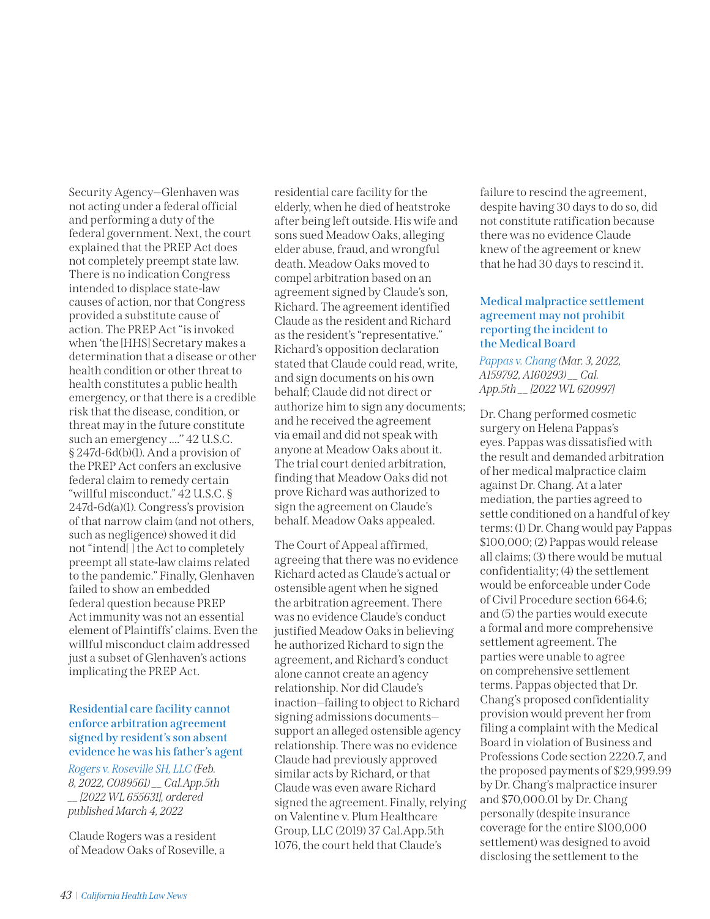Security Agency—Glenhaven was not acting under a federal official and performing a duty of the federal government. Next, the court explained that the PREP Act does not completely preempt state law. There is no indication Congress intended to displace state-law causes of action, nor that Congress provided a substitute cause of action. The PREP Act "is invoked when 'the [HHS] Secretary makes a determination that a disease or other health condition or other threat to health constitutes a public health emergency, or that there is a credible risk that the disease, condition, or threat may in the future constitute such an emergency ....'' 42 U.S.C. § 247d-6d(b)(1). And a provision of the PREP Act confers an exclusive federal claim to remedy certain "willful misconduct." 42 U.S.C. § 247d-6d(a)(1). Congress's provision of that narrow claim (and not others, such as negligence) showed it did not "intend[ ] the Act to completely preempt all state-law claims related to the pandemic." Finally, Glenhaven failed to show an embedded federal question because PREP Act immunity was not an essential element of Plaintiffs' claims. Even the willful misconduct claim addressed just a subset of Glenhaven's actions implicating the PREP Act.

### Residential care facility cannot enforce arbitration agreement signed by resident's son absent evidence he was his father's agent

*Rogers v. Roseville SH, LLC (Feb. 8, 2022, C089561) __ Cal.App.5th __ [2022 WL 655631], ordered published March 4, 2022*

Claude Rogers was a resident of Meadow Oaks of Roseville, a residential care facility for the elderly, when he died of heatstroke after being left outside. His wife and sons sued Meadow Oaks, alleging elder abuse, fraud, and wrongful death. Meadow Oaks moved to compel arbitration based on an agreement signed by Claude's son, Richard. The agreement identified Claude as the resident and Richard as the resident's "representative." Richard's opposition declaration stated that Claude could read, write, and sign documents on his own behalf; Claude did not direct or authorize him to sign any documents; and he received the agreement via email and did not speak with anyone at Meadow Oaks about it. The trial court denied arbitration, finding that Meadow Oaks did not prove Richard was authorized to sign the agreement on Claude's behalf. Meadow Oaks appealed.

The Court of Appeal affirmed, agreeing that there was no evidence Richard acted as Claude's actual or ostensible agent when he signed the arbitration agreement. There was no evidence Claude's conduct justified Meadow Oaks in believing he authorized Richard to sign the agreement, and Richard's conduct alone cannot create an agency relationship. Nor did Claude's inaction—failing to object to Richard signing admissions documents—support an alleged ostensible agency relationship. There was no evidence Claude had previously approved similar acts by Richard, or that Claude was even aware Richard signed the agreement. Finally, relying on Valentine v. Plum Healthcare Group, LLC (2019) 37 Cal.App.5th 1076, the court held that Claude's failure to rescind the agreement, despite having 30 days to do so, did not constitute ratification because there was no evidence Claude knew of the agreement or knew that he had 30 days to rescind it.

### Medical malpractice settlement agreement may not prohibit reporting the incident to the Medical Board

*Pappas v. Chang (Mar. 3, 2022, A159792, A160293) __ Cal. App.5th __ [2022 WL 620997]*

Dr. Chang performed cosmetic surgery on Helena Pappas's eyes. Pappas was dissatisfied with the result and demanded arbitration of her medical malpractice claim against Dr. Chang. At a later mediation, the parties agreed to settle conditioned on a handful of key terms: (1) Dr. Chang would pay Pappas $100,000; (2) Pappas would release all claims; (3) there would be mutual confidentiality; (4) the settlement would be enforceable under Code of Civil Procedure section 664.6; and (5) the parties would execute a formal and more comprehensive settlement agreement. The parties were unable to agree on comprehensive settlement terms. Pappas objected that Dr. Chang's proposed confidentiality provision would prevent her from filing a complaint with the Medical Board in violation of Business and Professions Code section 2220.7, and the proposed payments of $29,999.99 by Dr. Chang's malpractice insurer and $70,000.01 by Dr. Chang personally (despite insurance coverage for the entire $100,000 settlement) was designed to avoid disclosing the settlement to the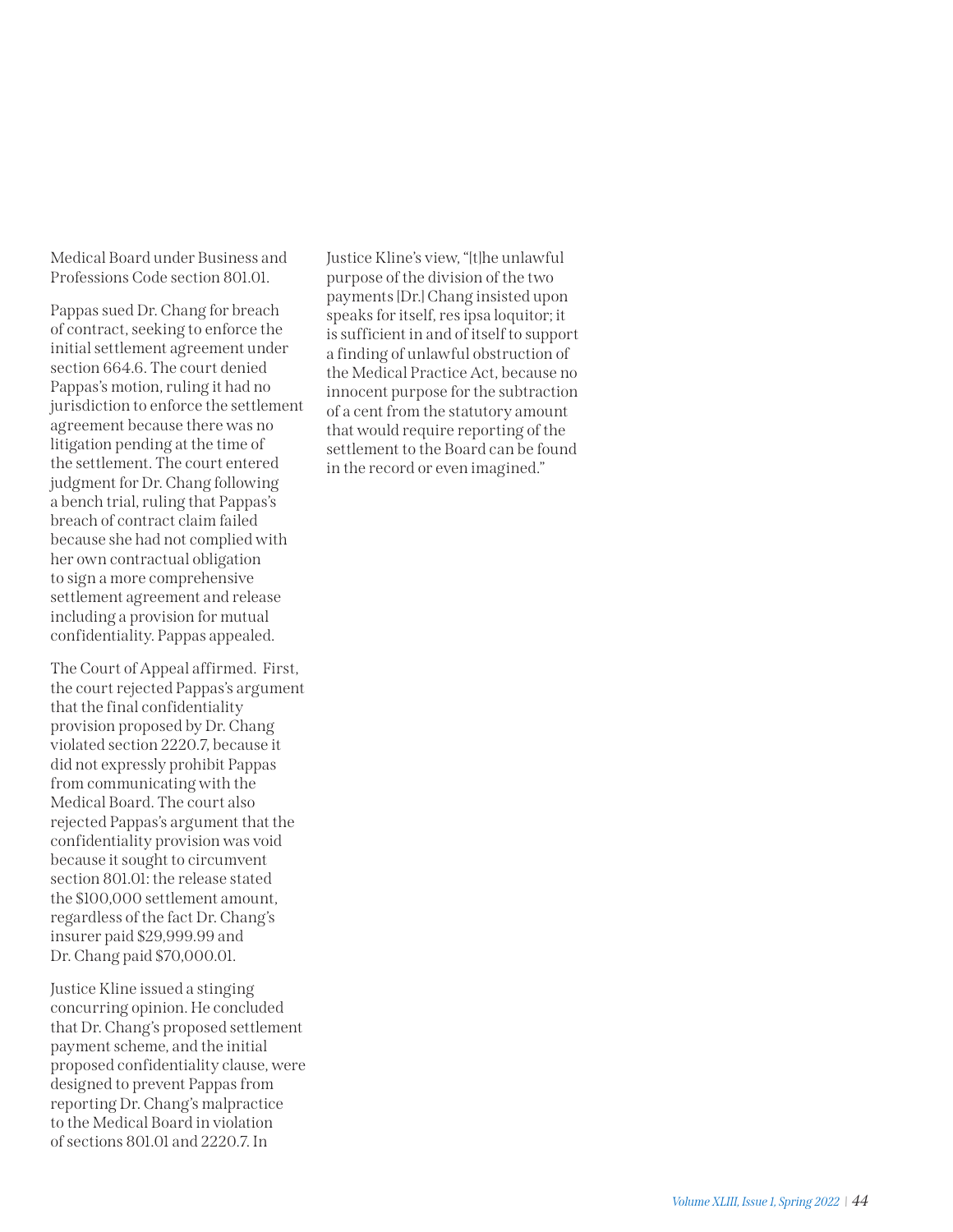Medical Board under Business and Professions Code section 801.01.

Pappas sued Dr. Chang for breach of contract, seeking to enforce the initial settlement agreement under section 664.6. The court denied Pappas's motion, ruling it had no jurisdiction to enforce the settlement agreement because there was no litigation pending at the time of the settlement. The court entered judgment for Dr. Chang following a bench trial, ruling that Pappas's breach of contract claim failed because she had not complied with her own contractual obligation to sign a more comprehensive settlement agreement and release including a provision for mutual confidentiality. Pappas appealed.

The Court of Appeal affirmed. First, the court rejected Pappas's argument that the final confidentiality provision proposed by Dr. Chang violated section 2220.7, because it did not expressly prohibit Pappas from communicating with the Medical Board. The court also rejected Pappas's argument that the confidentiality provision was void because it sought to circumvent section 801.01: the release stated the $100,000 settlement amount, regardless of the fact Dr. Chang's insurer paid $29,999.99 and Dr. Chang paid $70,000.01.

Justice Kline issued a stinging concurring opinion. He concluded that Dr. Chang's proposed settlement payment scheme, and the initial proposed confidentiality clause, were designed to prevent Pappas from reporting Dr. Chang's malpractice to the Medical Board in violation of sections 801.01 and 2220.7. In Justice Kline's view, "[t]he unlawful purpose of the division of the two payments [Dr.] Chang insisted upon speaks for itself, res ipsa loquitor; it is sufficient in and of itself to support a finding of unlawful obstruction of the Medical Practice Act, because no innocent purpose for the subtraction of a cent from the statutory amount that would require reporting of the settlement to the Board can be found in the record or even imagined."